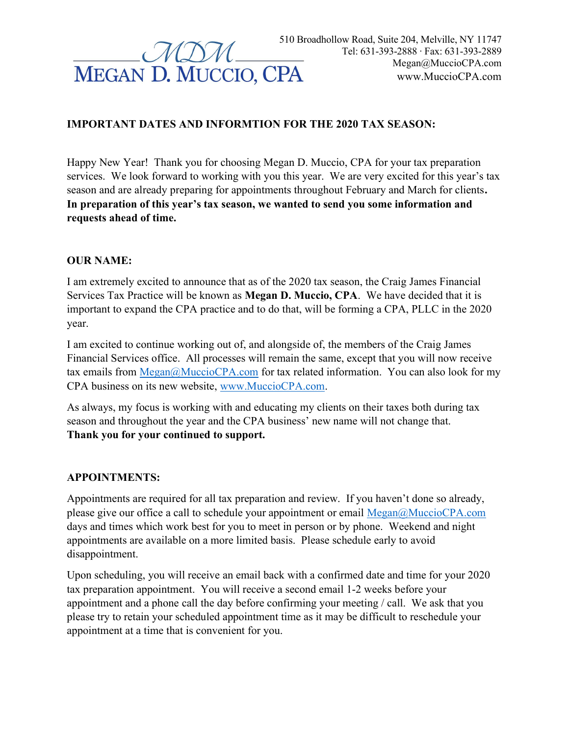MDM

MEGAN D. MUCCIO, CPA

510 Broadhollow Road, Suite 204, Melville, NY 11747
Tel: 631-393-2888 · Fax: 631-393-2889
Megan@MuccioCPA.com
www.MuccioCPA.com

**IMPORTANT DATES AND INFORMTION FOR THE 2020 TAX SEASON:**

Happy New Year! Thank you for choosing Megan D. Muccio, CPA for your tax preparation services. We look forward to working with you this year. We are very excited for this year's tax season and are already preparing for appointments throughout February and March for clients. **In preparation of this year's tax season, we wanted to send you some information and requests ahead of time.**

**OUR NAME:**

I am extremely excited to announce that as of the 2020 tax season, the Craig James Financial Services Tax Practice will be known as **Megan D. Muccio, CPA**. We have decided that it is important to expand the CPA practice and to do that, will be forming a CPA, PLLC in the 2020 year.

I am excited to continue working out of, and alongside of, the members of the Craig James Financial Services office. All processes will remain the same, except that you will now receive tax emails from Megan@MuccioCPA.com for tax related information. You can also look for my CPA business on its new website, www.MuccioCPA.com.

As always, my focus is working with and educating my clients on their taxes both during tax season and throughout the year and the CPA business' new name will not change that.
**Thank you for your continued to support.**

**APPOINTMENTS:**

Appointments are required for all tax preparation and review. If you haven't done so already, please give our office a call to schedule your appointment or email Megan@MuccioCPA.com days and times which work best for you to meet in person or by phone. Weekend and night appointments are available on a more limited basis. Please schedule early to avoid disappointment.

Upon scheduling, you will receive an email back with a confirmed date and time for your 2020 tax preparation appointment. You will receive a second email 1-2 weeks before your appointment and a phone call the day before confirming your meeting / call. We ask that you please try to retain your scheduled appointment time as it may be difficult to reschedule your appointment at a time that is convenient for you.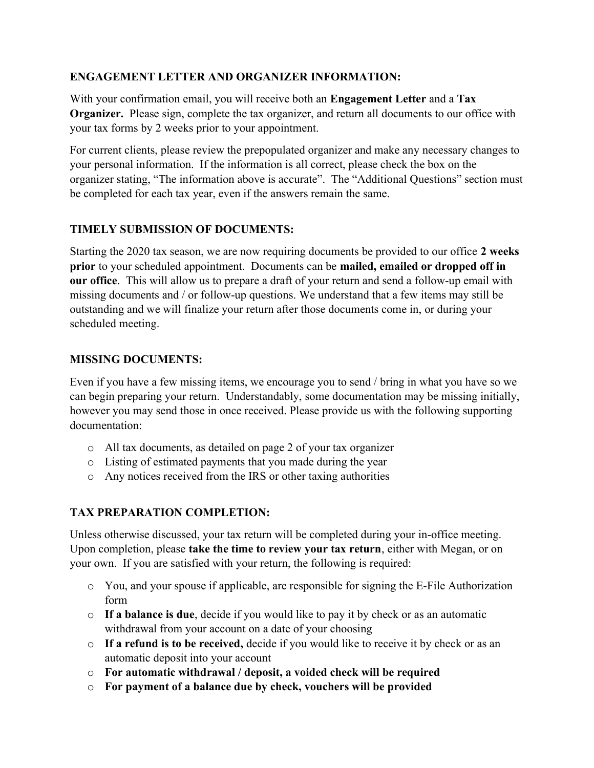### ENGAGEMENT LETTER AND ORGANIZER INFORMATION:

With your confirmation email, you will receive both an **Engagement Letter** and a **Tax Organizer.** Please sign, complete the tax organizer, and return all documents to our office with your tax forms by 2 weeks prior to your appointment.

For current clients, please review the prepopulated organizer and make any necessary changes to your personal information. If the information is all correct, please check the box on the organizer stating, "The information above is accurate". The "Additional Questions" section must be completed for each tax year, even if the answers remain the same.

### TIMELY SUBMISSION OF DOCUMENTS:

Starting the 2020 tax season, we are now requiring documents be provided to our office **2 weeks prior** to your scheduled appointment. Documents can be **mailed, emailed or dropped off in our office**. This will allow us to prepare a draft of your return and send a follow-up email with missing documents and / or follow-up questions. We understand that a few items may still be outstanding and we will finalize your return after those documents come in, or during your scheduled meeting.

### MISSING DOCUMENTS:

Even if you have a few missing items, we encourage you to send / bring in what you have so we can begin preparing your return. Understandably, some documentation may be missing initially, however you may send those in once received. Please provide us with the following supporting documentation:

- All tax documents, as detailed on page 2 of your tax organizer
- Listing of estimated payments that you made during the year
- Any notices received from the IRS or other taxing authorities

### TAX PREPARATION COMPLETION:

Unless otherwise discussed, your tax return will be completed during your in-office meeting. Upon completion, please **take the time to review your tax return**, either with Megan, or on your own. If you are satisfied with your return, the following is required:

- You, and your spouse if applicable, are responsible for signing the E-File Authorization form
- **If a balance is due**, decide if you would like to pay it by check or as an automatic withdrawal from your account on a date of your choosing
- **If a refund is to be received,** decide if you would like to receive it by check or as an automatic deposit into your account
- **For automatic withdrawal / deposit, a voided check will be required**
- **For payment of a balance due by check, vouchers will be provided**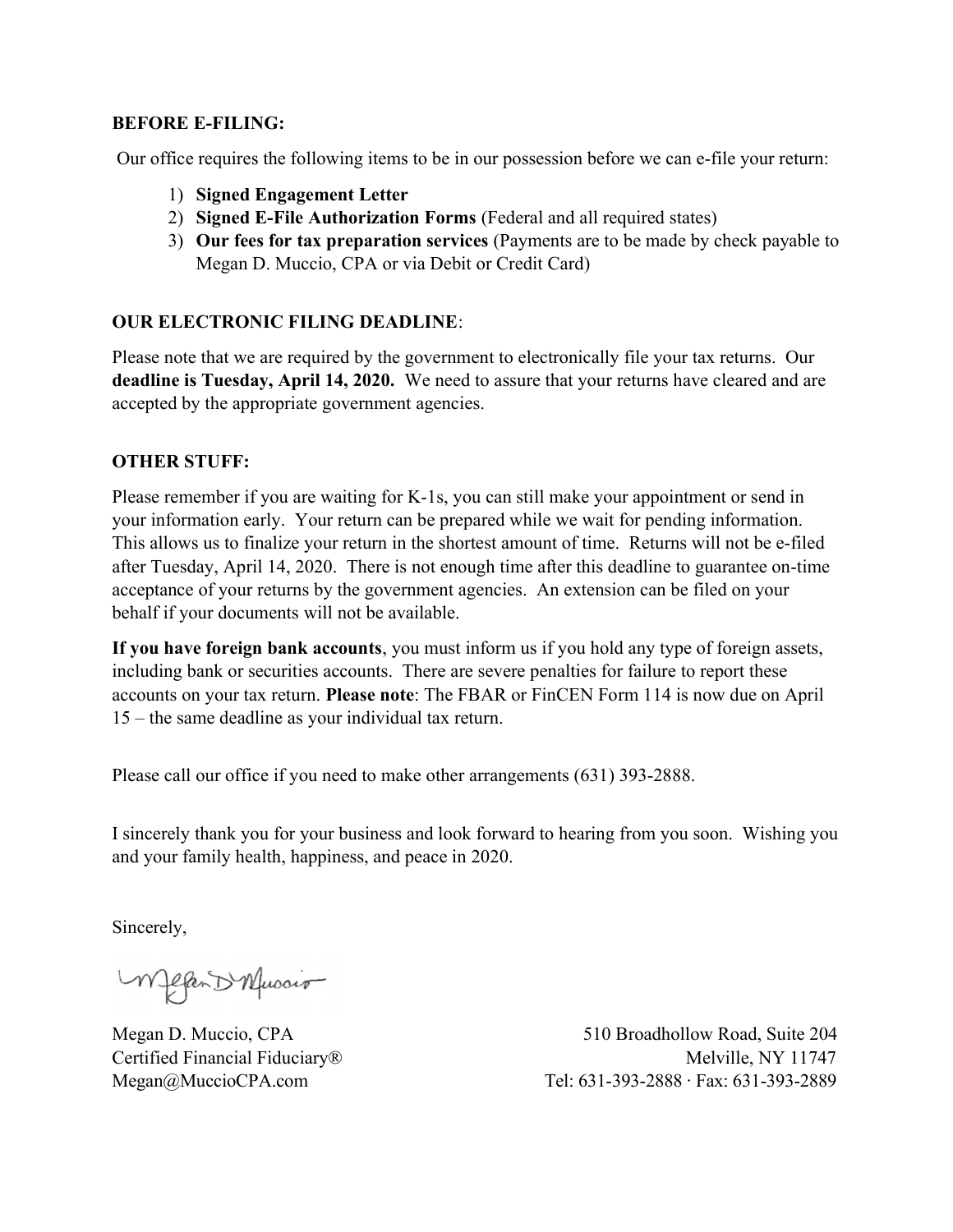**BEFORE E-FILING:**

Our office requires the following items to be in our possession before we can e-file your return:

1) **Signed Engagement Letter**
2) **Signed E-File Authorization Forms** (Federal and all required states)
3) **Our fees for tax preparation services** (Payments are to be made by check payable to Megan D. Muccio, CPA or via Debit or Credit Card)

**OUR ELECTRONIC FILING DEADLINE**:

Please note that we are required by the government to electronically file your tax returns. Our **deadline is Tuesday, April 14, 2020.** We need to assure that your returns have cleared and are accepted by the appropriate government agencies.

**OTHER STUFF:**

Please remember if you are waiting for K-1s, you can still make your appointment or send in your information early. Your return can be prepared while we wait for pending information. This allows us to finalize your return in the shortest amount of time. Returns will not be e-filed after Tuesday, April 14, 2020. There is not enough time after this deadline to guarantee on-time acceptance of your returns by the government agencies. An extension can be filed on your behalf if your documents will not be available.

**If you have foreign bank accounts**, you must inform us if you hold any type of foreign assets, including bank or securities accounts. There are severe penalties for failure to report these accounts on your tax return. **Please note**: The FBAR or FinCEN Form 114 is now due on April 15 – the same deadline as your individual tax return.

Please call our office if you need to make other arrangements (631) 393-2888.

I sincerely thank you for your business and look forward to hearing from you soon. Wishing you and your family health, happiness, and peace in 2020.

Sincerely,

Megan D. Muccio, CPA
Certified Financial Fiduciary®
Megan@MuccioCPA.com

510 Broadhollow Road, Suite 204
Melville, NY 11747
Tel: 631-393-2888 · Fax: 631-393-2889